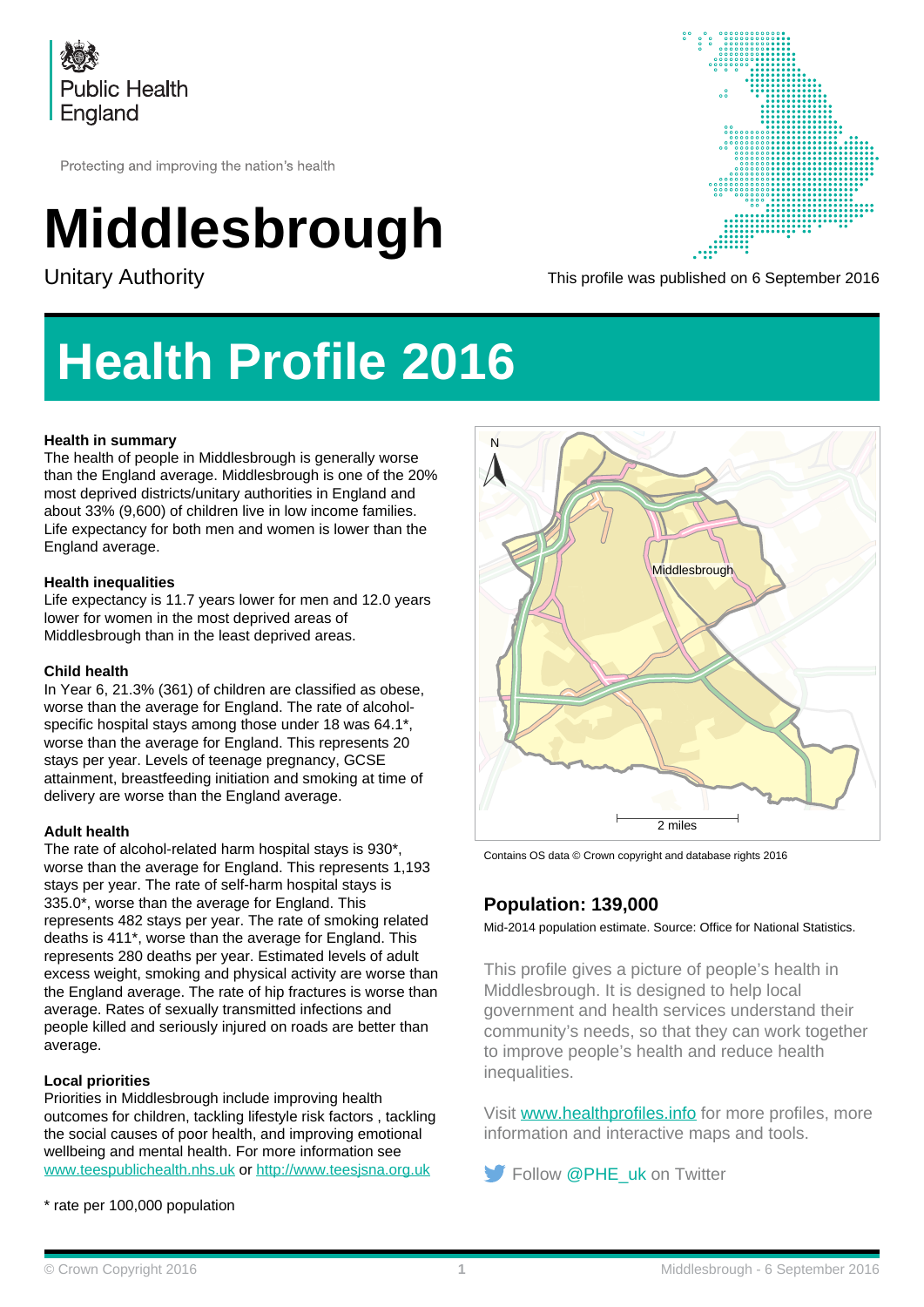Public Health England

Protecting and improving the nation's health

# Middlesbrough

Unitary Authority

This profile was published on 6 September 2016

# Health Profile 2016

**Health in summary**

The health of people in Middlesbrough is generally worse than the England average. Middlesbrough is one of the 20% most deprived districts/unitary authorities in England and about 33% (9,600) of children live in low income families. Life expectancy for both men and women is lower than the England average.

**Health inequalities**

Life expectancy is 11.7 years lower for men and 12.0 years lower for women in the most deprived areas of Middlesbrough than in the least deprived areas.

**Child health**

In Year 6, 21.3% (361) of children are classified as obese, worse than the average for England. The rate of alcohol-specific hospital stays among those under 18 was 64.1*, worse than the average for England. This represents 20 stays per year. Levels of teenage pregnancy, GCSE attainment, breastfeeding initiation and smoking at time of delivery are worse than the England average.

**Adult health**

The rate of alcohol-related harm hospital stays is 930*, worse than the average for England. This represents 1,193 stays per year. The rate of self-harm hospital stays is 335.0*, worse than the average for England. This represents 482 stays per year. The rate of smoking related deaths is 411*, worse than the average for England. This represents 280 deaths per year. Estimated levels of adult excess weight, smoking and physical activity are worse than the England average. The rate of hip fractures is worse than average. Rates of sexually transmitted infections and people killed and seriously injured on roads are better than average.

**Local priorities**

Priorities in Middlesbrough include improving health outcomes for children, tackling lifestyle risk factors , tackling the social causes of poor health, and improving emotional wellbeing and mental health. For more information see www.teespublichealth.nhs.uk or http://www.teesjsna.org.uk

* rate per 100,000 population

Contains OS data © Crown copyright and database rights 2016

## Population: 139,000

Mid-2014 population estimate. Source: Office for National Statistics.

This profile gives a picture of people's health in Middlesbrough. It is designed to help local government and health services understand their community's needs, so that they can work together to improve people's health and reduce health inequalities.

Visit www.healthprofiles.info for more profiles, more information and interactive maps and tools.

Follow @PHE_uk on Twitter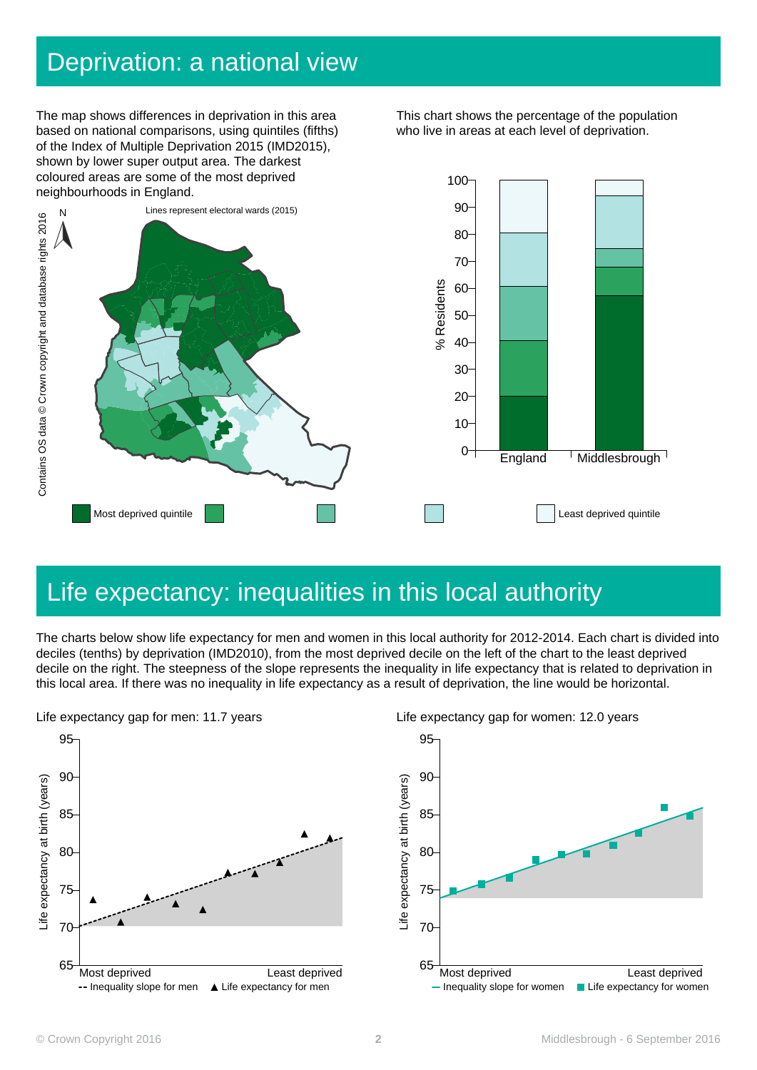# Deprivation: a national view

The map shows differences in deprivation in this area based on national comparisons, using quintiles (fifths) of the Index of Multiple Deprivation 2015 (IMD2015), shown by lower super output area. The darkest coloured areas are some of the most deprived neighbourhoods in England.

Lines represent electoral wards (2015)

Contains OS data © Crown copyright and database rights 2016

This chart shows the percentage of the population who live in areas at each level of deprivation.

Most deprived quintile — Least deprived quintile

# Life expectancy: inequalities in this local authority

The charts below show life expectancy for men and women in this local authority for 2012-2014. Each chart is divided into deciles (tenths) by deprivation (IMD2010), from the most deprived decile on the left of the chart to the least deprived decile on the right. The steepness of the slope represents the inequality in life expectancy that is related to deprivation in this local area. If there was no inequality in life expectancy as a result of deprivation, the line would be horizontal.

Life expectancy gap for men: 11.7 years

Life expectancy gap for women: 12.0 years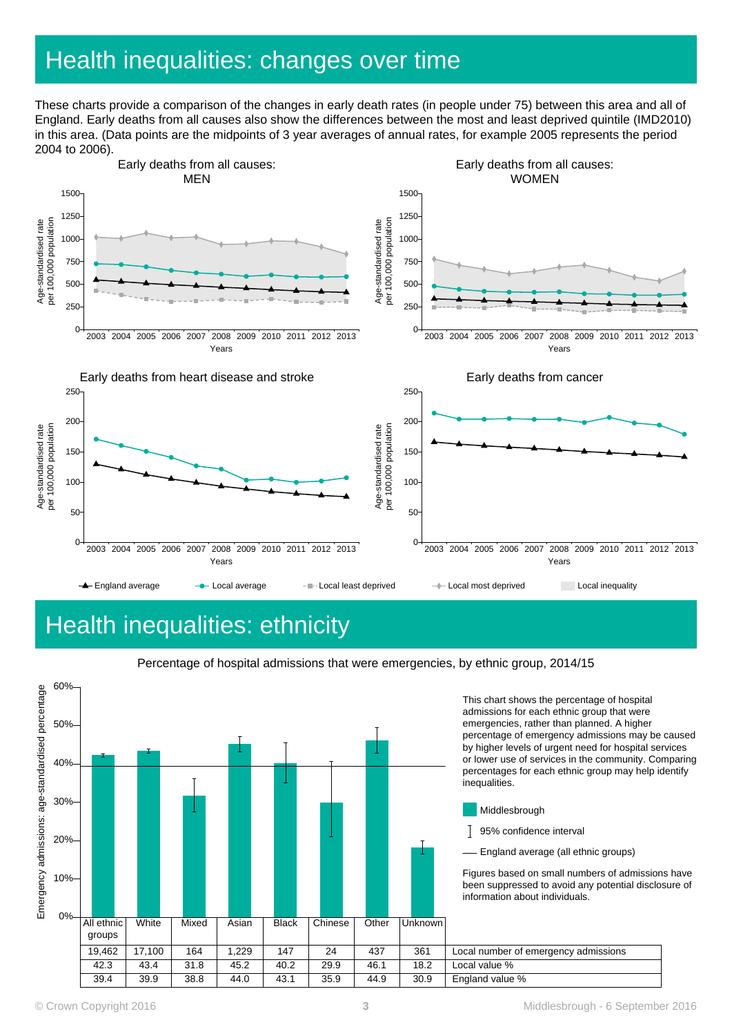# Health inequalities: changes over time

These charts provide a comparison of the changes in early death rates (in people under 75) between this area and all of England. Early deaths from all causes also show the differences between the most and least deprived quintile (IMD2010) in this area. (Data points are the midpoints of 3 year averages of annual rates, for example 2005 represents the period 2004 to 2006).

Early deaths from all causes: MEN

Early deaths from all causes: WOMEN

Early deaths from heart disease and stroke

Early deaths from cancer

England average — Local average — Local least deprived — Local most deprived — Local inequality

# Health inequalities: ethnicity

Percentage of hospital admissions that were emergencies, by ethnic group, 2014/15

This chart shows the percentage of hospital admissions for each ethnic group that were emergencies, rather than planned. A higher percentage of emergency admissions may be caused by higher levels of urgent need for hospital services or lower use of services in the community. Comparing percentages for each ethnic group may help identify inequalities.

- Middlesbrough
- 95% confidence interval
- England average (all ethnic groups)

Figures based on small numbers of admissions have been suppressed to avoid any potential disclosure of information about individuals.

| All ethnic groups | White | Mixed | Asian | Black | Chinese | Other | Unknown | |
|---|---|---|---|---|---|---|---|---|
| 19,462 | 17,100 | 164 | 1,229 | 147 | 24 | 437 | 361 | Local number of emergency admissions |
| 42.3 | 43.4 | 31.8 | 45.2 | 40.2 | 29.9 | 46.1 | 18.2 | Local value % |
| 39.4 | 39.9 | 38.8 | 44.0 | 43.1 | 35.9 | 44.9 | 30.9 | England value % |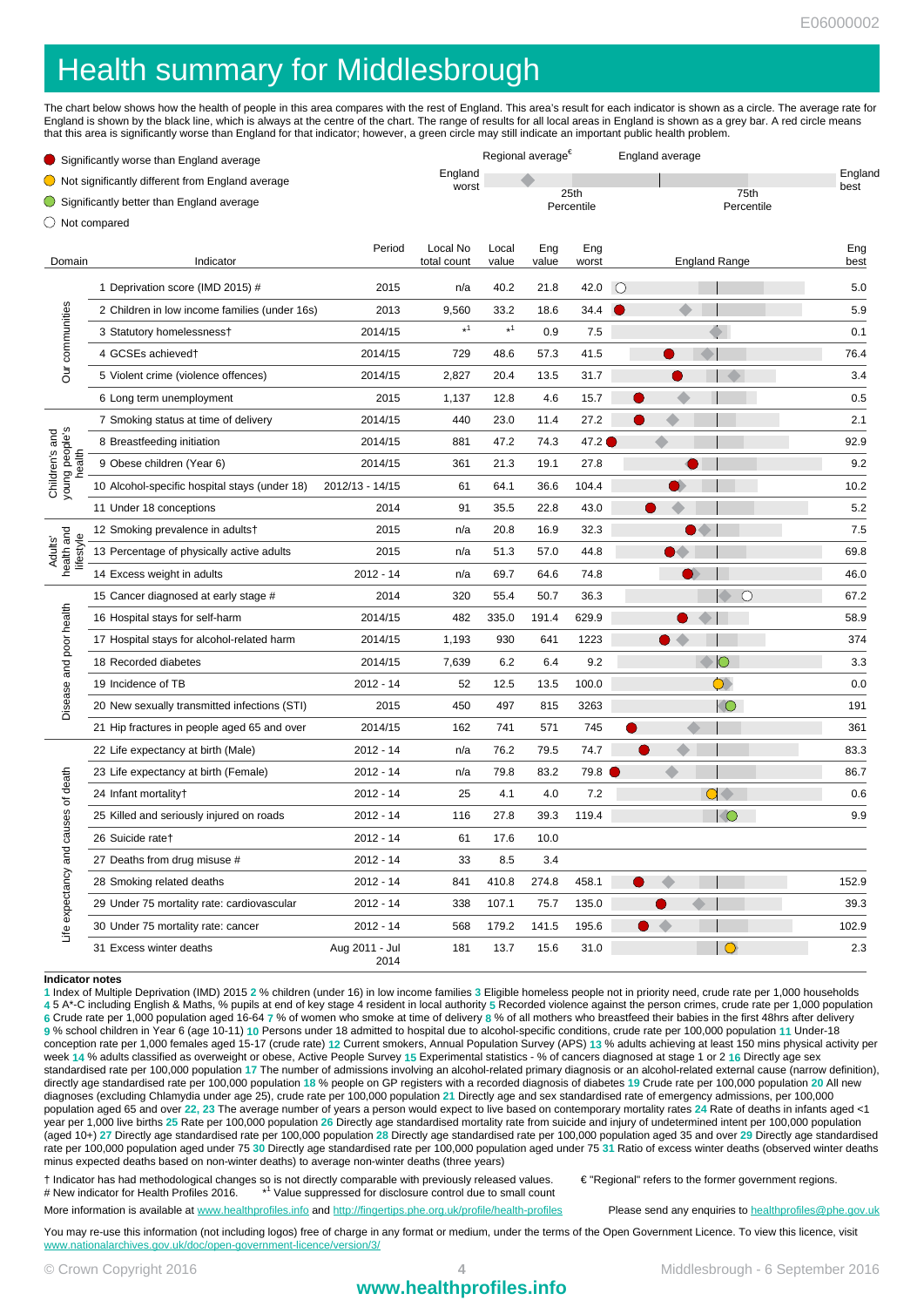# Health summary for Middlesbrough

The chart below shows how the health of people in this area compares with the rest of England. This area's result for each indicator is shown as a circle. The average rate for England is shown by the black line, which is always at the centre of the chart. The range of results for all local areas in England is shown as a grey bar. A red circle means that this area is significantly worse than England for that indicator; however, a green circle may still indicate an important public health problem.

- Significantly worse than England average
- Not significantly different from England average
- Significantly better than England average
- Not compared

Regional average€
England average
England worst
25th Percentile
75th Percentile
England best

| Domain | Indicator | Period | Local No total count | Local value | Eng value | Eng worst | England Range | Eng best |
|---|---|---|---|---|---|---|---|---|
| Our communities | 1 Deprivation score (IMD 2015) # | 2015 | n/a | 40.2 | 21.8 | 42.0 | | 5.0 |
| | 2 Children in low income families (under 16s) | 2013 | 9,560 | 33.2 | 18.6 | 34.4 | | 5.9 |
| | 3 Statutory homelessness† | 2014/15 | *[1] | *[1] | 0.9 | 7.5 | | 0.1 |
| | 4 GCSEs achieved† | 2014/15 | 729 | 48.6 | 57.3 | 41.5 | | 76.4 |
| | 5 Violent crime (violence offences) | 2014/15 | 2,827 | 20.4 | 13.5 | 31.7 | | 3.4 |
| | 6 Long term unemployment | 2015 | 1,137 | 12.8 | 4.6 | 15.7 | | 0.5 |
| Children's and young people's health | 7 Smoking status at time of delivery | 2014/15 | 440 | 23.0 | 11.4 | 27.2 | | 2.1 |
| | 8 Breastfeeding initiation | 2014/15 | 881 | 47.2 | 74.3 | 47.2 | | 92.9 |
| | 9 Obese children (Year 6) | 2014/15 | 361 | 21.3 | 19.1 | 27.8 | | 9.2 |
| | 10 Alcohol-specific hospital stays (under 18) | 2012/13 - 14/15 | 61 | 64.1 | 36.6 | 104.4 | | 10.2 |
| | 11 Under 18 conceptions | 2014 | 91 | 35.5 | 22.8 | 43.0 | | 5.2 |
| Adults' health and lifestyle | 12 Smoking prevalence in adults† | 2015 | n/a | 20.8 | 16.9 | 32.3 | | 7.5 |
| | 13 Percentage of physically active adults | 2015 | n/a | 51.3 | 57.0 | 44.8 | | 69.8 |
| | 14 Excess weight in adults | 2012 - 14 | n/a | 69.7 | 64.6 | 74.8 | | 46.0 |
| Disease and poor health | 15 Cancer diagnosed at early stage # | 2014 | 320 | 55.4 | 50.7 | 36.3 | | 67.2 |
| | 16 Hospital stays for self-harm | 2014/15 | 482 | 335.0 | 191.4 | 629.9 | | 58.9 |
| | 17 Hospital stays for alcohol-related harm | 2014/15 | 1,193 | 930 | 641 | 1223 | | 374 |
| | 18 Recorded diabetes | 2014/15 | 7,639 | 6.2 | 6.4 | 9.2 | | 3.3 |
| | 19 Incidence of TB | 2012 - 14 | 52 | 12.5 | 13.5 | 100.0 | | 0.0 |
| | 20 New sexually transmitted infections (STI) | 2015 | 450 | 497 | 815 | 3263 | | 191 |
| | 21 Hip fractures in people aged 65 and over | 2014/15 | 162 | 741 | 571 | 745 | | 361 |
| Life expectancy and causes of death | 22 Life expectancy at birth (Male) | 2012 - 14 | n/a | 76.2 | 79.5 | 74.7 | | 83.3 |
| | 23 Life expectancy at birth (Female) | 2012 - 14 | n/a | 79.8 | 83.2 | 79.8 | | 86.7 |
| | 24 Infant mortality† | 2012 - 14 | 25 | 4.1 | 4.0 | 7.2 | | 0.6 |
| | 25 Killed and seriously injured on roads | 2012 - 14 | 116 | 27.8 | 39.3 | 119.4 | | 9.9 |
| | 26 Suicide rate† | 2012 - 14 | 61 | 17.6 | 10.0 | | | |
| | 27 Deaths from drug misuse # | 2012 - 14 | 33 | 8.5 | 3.4 | | | |
| | 28 Smoking related deaths | 2012 - 14 | 841 | 410.8 | 274.8 | 458.1 | | 152.9 |
| | 29 Under 75 mortality rate: cardiovascular | 2012 - 14 | 338 | 107.1 | 75.7 | 135.0 | | 39.3 |
| | 30 Under 75 mortality rate: cancer | 2012 - 14 | 568 | 179.2 | 141.5 | 195.6 | | 102.9 |
| | 31 Excess winter deaths | Aug 2011 - Jul 2014 | 181 | 13.7 | 15.6 | 31.0 | | 2.3 |

**Indicator notes**

**1** Index of Multiple Deprivation (IMD) 2015 **2** % children (under 16) in low income families **3** Eligible homeless people not in priority need, crude rate per 1,000 households **4** 5 A*-C including English & Maths, % pupils at end of key stage 4 resident in local authority **5** Recorded violence against the person crimes, crude rate per 1,000 population **6** Crude rate per 1,000 population aged 16-64 **7** % of women who smoke at time of delivery **8** % of all mothers who breastfeed their babies in the first 48hrs after delivery **9** % school children in Year 6 (age 10-11) **10** Persons under 18 admitted to hospital due to alcohol-specific conditions, crude rate per 100,000 population **11** Under-18 conception rate per 1,000 females aged 15-17 (crude rate) **12** Current smokers, Annual Population Survey (APS) **13** % adults achieving at least 150 mins physical activity per week **14** % adults classified as overweight or obese, Active People Survey **15** Experimental statistics - % of cancers diagnosed at stage 1 or 2 **16** Directly age sex standardised rate per 100,000 population **17** The number of admissions involving an alcohol-related primary diagnosis or an alcohol-related external cause (narrow definition), directly age standardised rate per 100,000 population **18** % people on GP registers with a recorded diagnosis of diabetes **19** Crude rate per 100,000 population **20** All new diagnoses (excluding Chlamydia under age 25), crude rate per 100,000 population **21** Directly age and sex standardised rate of emergency admissions, per 100,000 population aged 65 and over **22, 23** The average number of years a person would expect to live based on contemporary mortality rates **24** Rate of deaths in infants aged <1 year per 1,000 live births **25** Rate per 100,000 population **26** Directly age standardised mortality rate from suicide and injury of undetermined intent per 100,000 population (aged 10+) **27** Directly age standardised rate per 100,000 population **28** Directly age standardised rate per 100,000 population aged 35 and over **29** Directly age standardised rate per 100,000 population aged under 75 **30** Directly age standardised rate per 100,000 population aged under 75 **31** Ratio of excess winter deaths (observed winter deaths minus expected deaths based on non-winter deaths) to average non-winter deaths (three years)

† Indicator has had methodological changes so is not directly comparable with previously released values.
€ "Regional" refers to the former government regions.
# New indicator for Health Profiles 2016.
*[1] Value suppressed for disclosure control due to small count

More information is available at www.healthprofiles.info and http://fingertips.phe.org.uk/profile/health-profiles

Please send any enquiries to healthprofiles@phe.gov.uk

You may re-use this information (not including logos) free of charge in any format or medium, under the terms of the Open Government Licence. To view this licence, visit www.nationalarchives.gov.uk/doc/open-government-licence/version/3/

© Crown Copyright 2016

Middlesbrough - 6 September 2016

www.healthprofiles.info